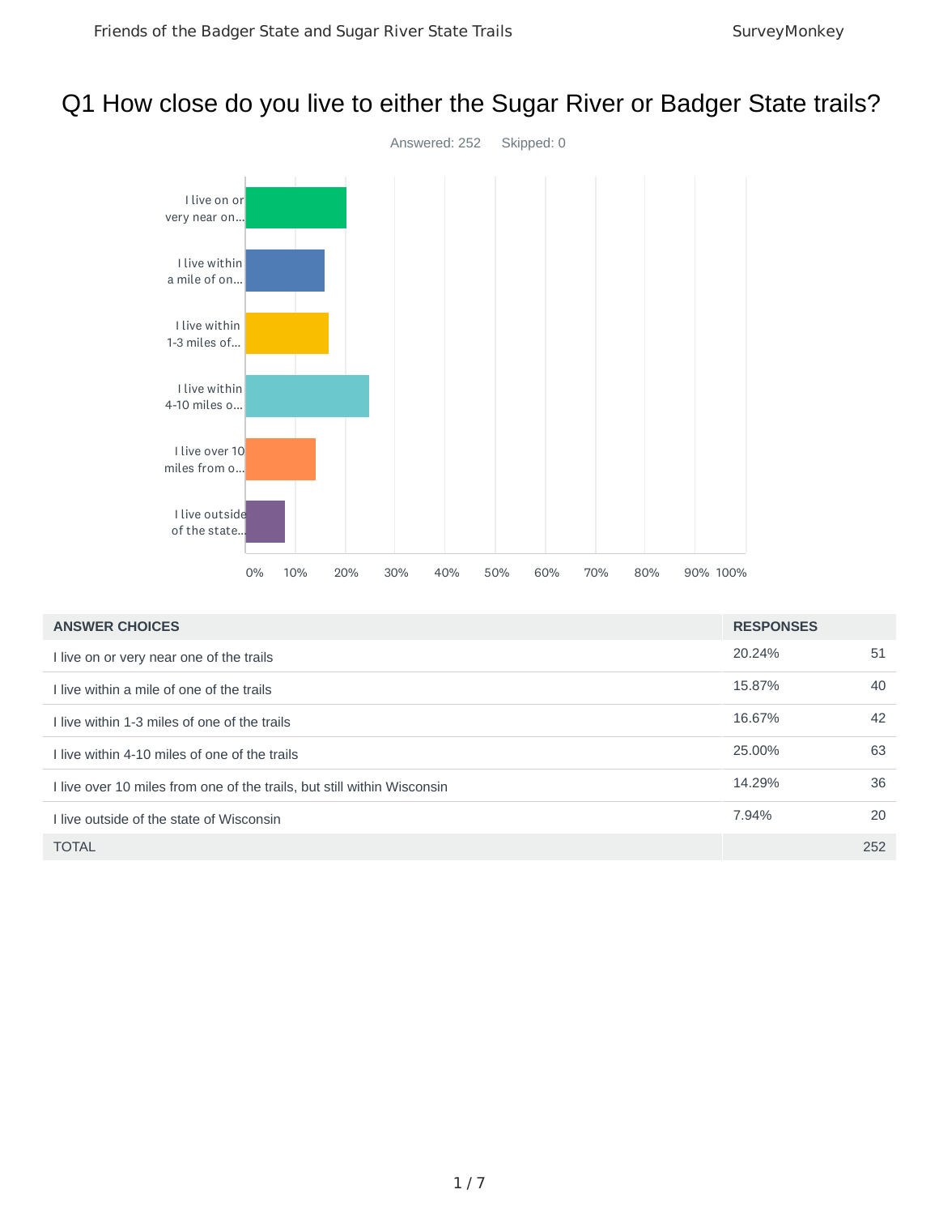# Q1 How close do you live to either the Sugar River or Badger State trails?

Answered: 252 Skipped: 0

| ANSWER CHOICES | RESPONSES | |
|---|---|---|
| I live on or very near one of the trails | 20.24% | 51 |
| I live within a mile of one of the trails | 15.87% | 40 |
| I live within 1-3 miles of one of the trails | 16.67% | 42 |
| I live within 4-10 miles of one of the trails | 25.00% | 63 |
| I live over 10 miles from one of the trails, but still within Wisconsin | 14.29% | 36 |
| I live outside of the state of Wisconsin | 7.94% | 20 |
| TOTAL | | 252 |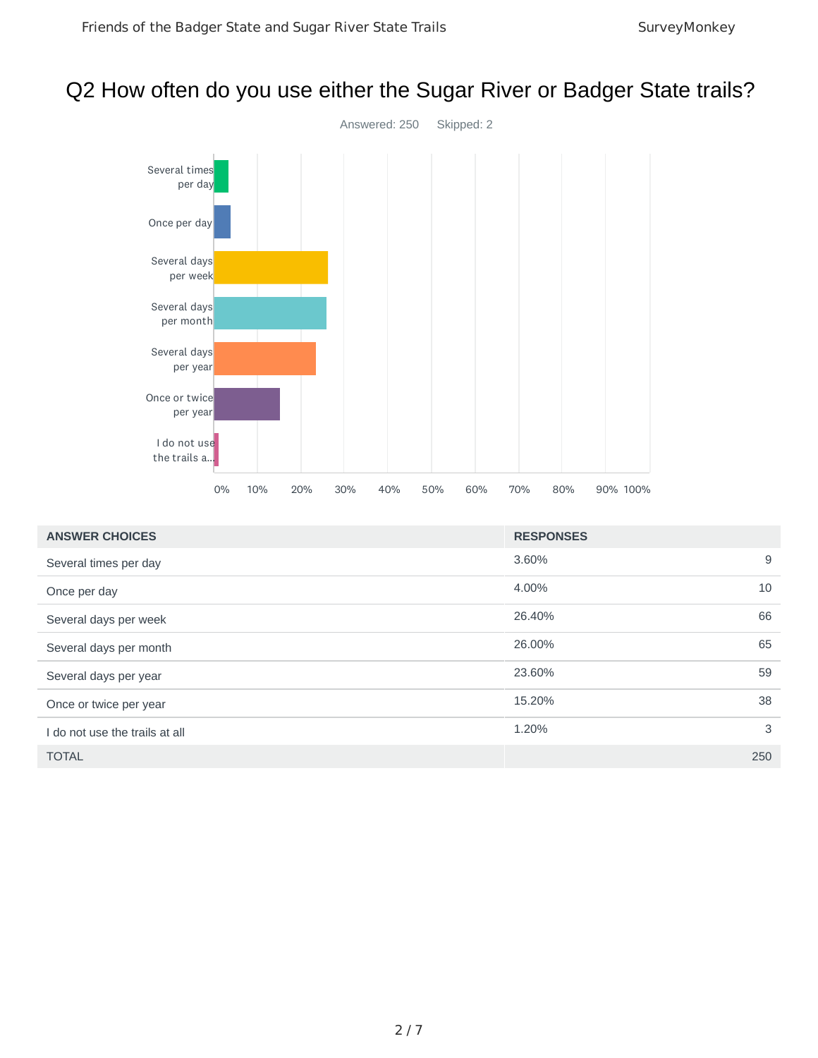# Q2 How often do you use either the Sugar River or Badger State trails?

Answered: 250 Skipped: 2

| ANSWER CHOICES | RESPONSES | |
|---|---|---|
| Several times per day | 3.60% | 9 |
| Once per day | 4.00% | 10 |
| Several days per week | 26.40% | 66 |
| Several days per month | 26.00% | 65 |
| Several days per year | 23.60% | 59 |
| Once or twice per year | 15.20% | 38 |
| I do not use the trails at all | 1.20% | 3 |
| TOTAL | | 250 |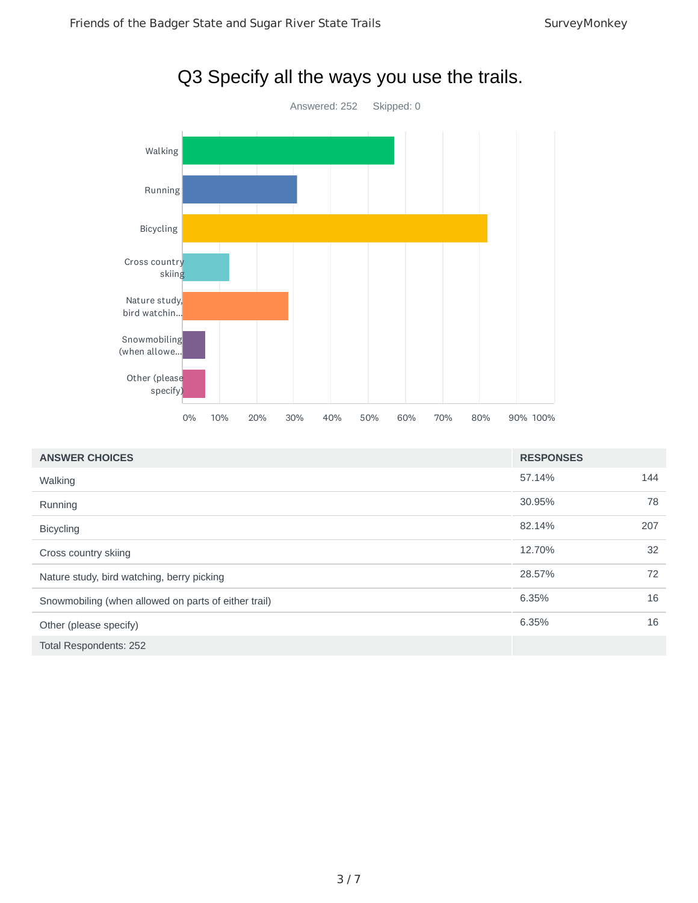# Q3 Specify all the ways you use the trails.

Answered: 252 Skipped: 0

| ANSWER CHOICES | RESPONSES | |
|---|---|---|
| Walking | 57.14% | 144 |
| Running | 30.95% | 78 |
| Bicycling | 82.14% | 207 |
| Cross country skiing | 12.70% | 32 |
| Nature study, bird watching, berry picking | 28.57% | 72 |
| Snowmobiling (when allowed on parts of either trail) | 6.35% | 16 |
| Other (please specify) | 6.35% | 16 |
| Total Respondents: 252 | | |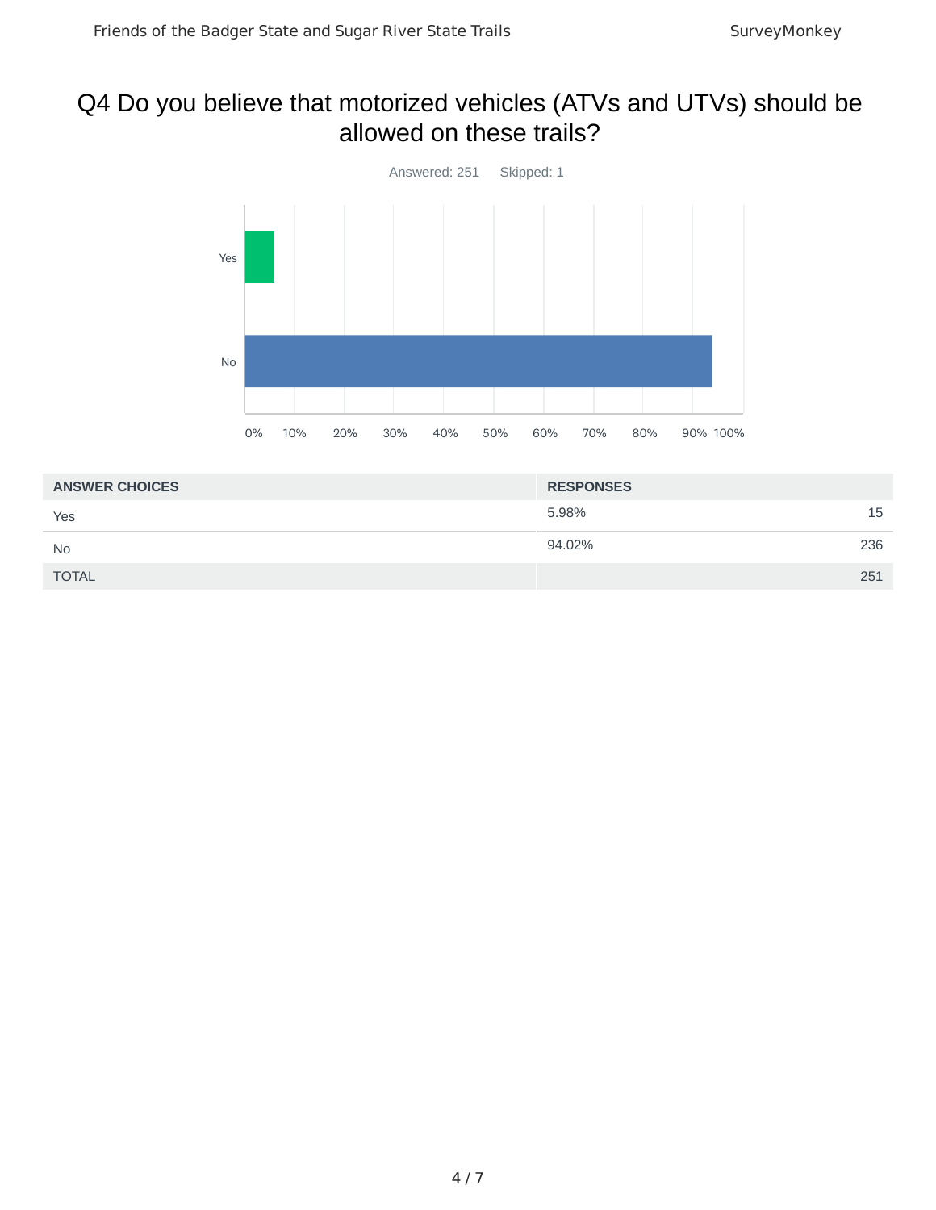# Q4 Do you believe that motorized vehicles (ATVs and UTVs) should be allowed on these trails?

Answered: 251 Skipped: 1

| ANSWER CHOICES | RESPONSES | |
|---|---|---|
| Yes | 5.98% | 15 |
| No | 94.02% | 236 |
| TOTAL | | 251 |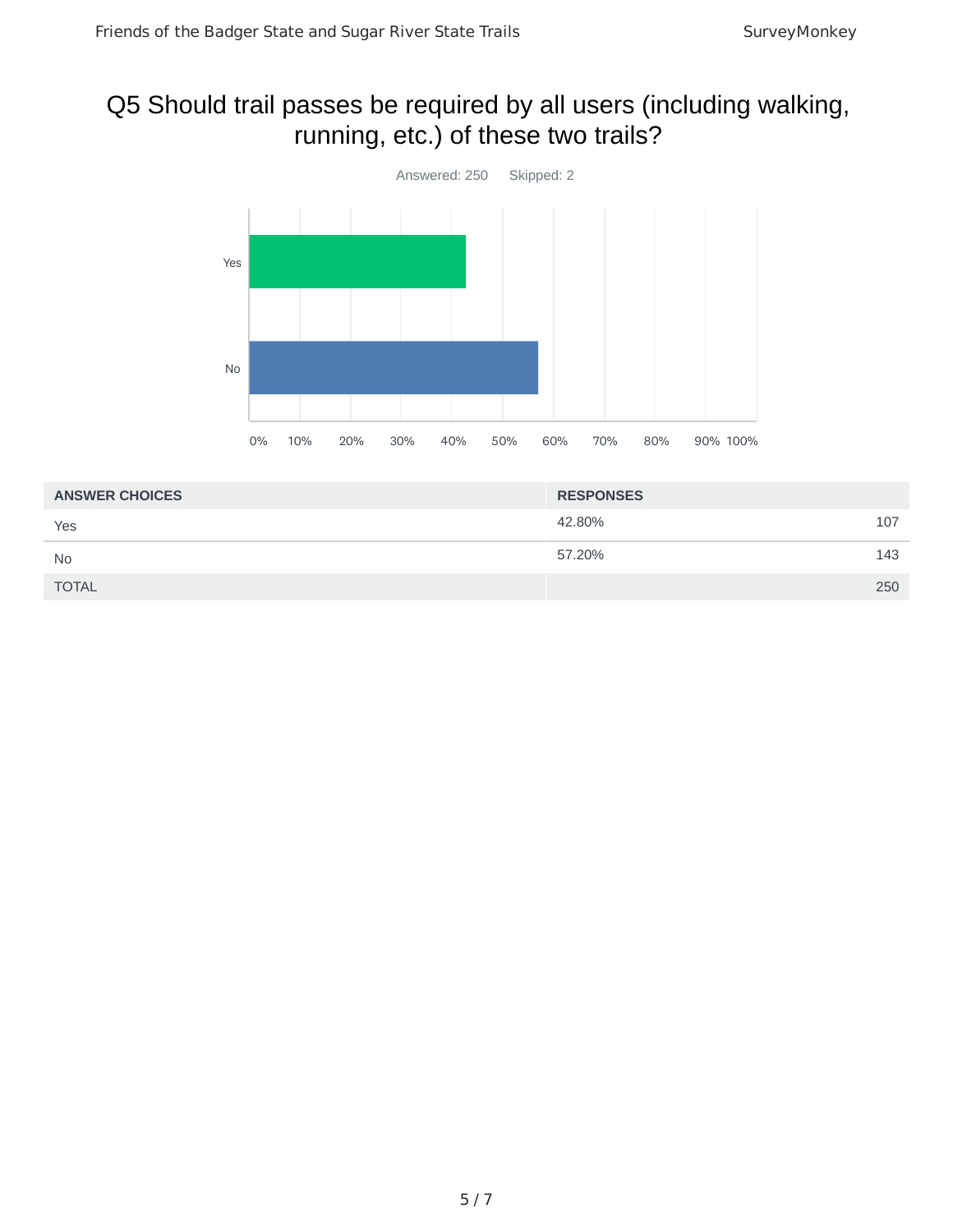## Q5 Should trail passes be required by all users (including walking, running, etc.) of these two trails?

Answered: 250 Skipped: 2

| ANSWER CHOICES | RESPONSES | |
|---|---|---|
| Yes | 42.80% | 107 |
| No | 57.20% | 143 |
| TOTAL | | 250 |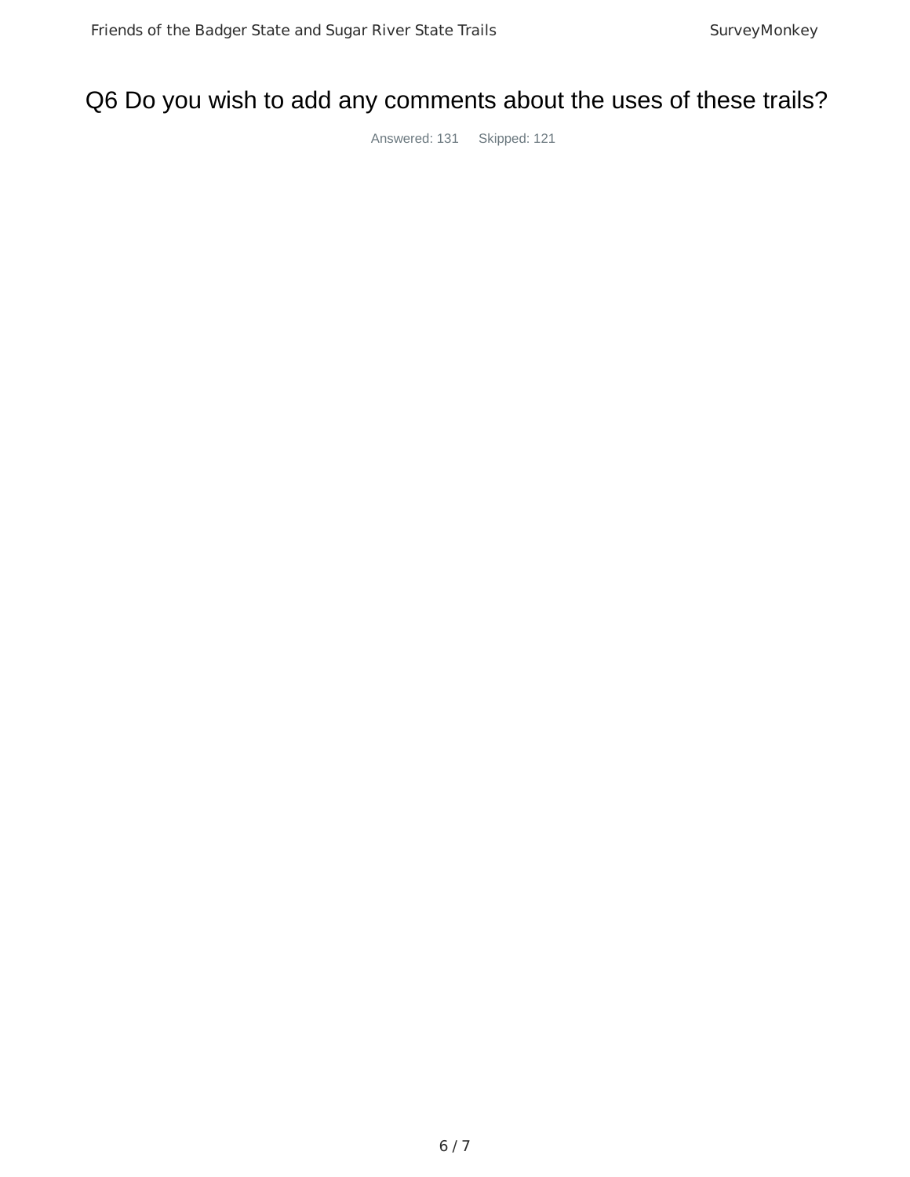# Q6 Do you wish to add any comments about the uses of these trails?

Answered: 131 Skipped: 121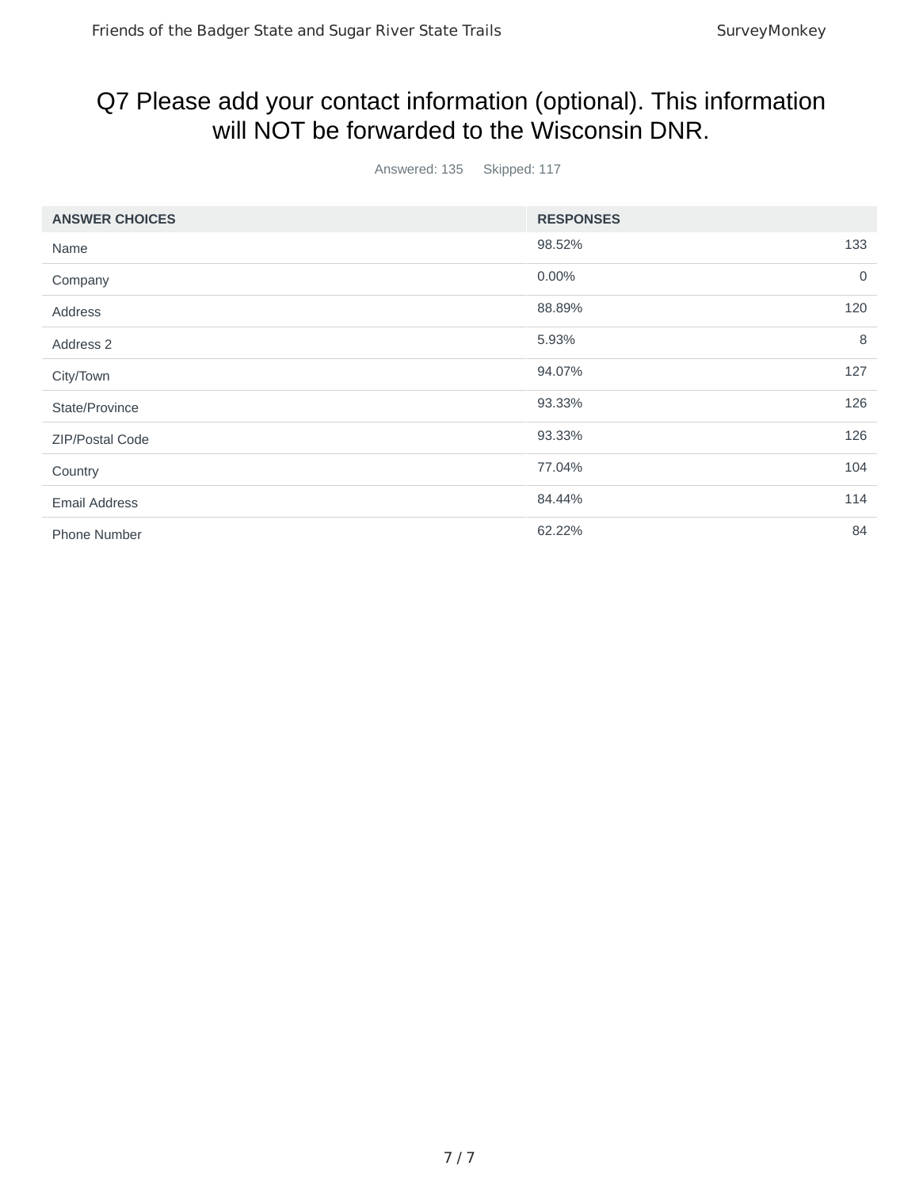# Q7 Please add your contact information (optional). This information will NOT be forwarded to the Wisconsin DNR.

Answered: 135    Skipped: 117

| ANSWER CHOICES | RESPONSES | |
|---|---|---|
| Name | 98.52% | 133 |
| Company | 0.00% | 0 |
| Address | 88.89% | 120 |
| Address 2 | 5.93% | 8 |
| City/Town | 94.07% | 127 |
| State/Province | 93.33% | 126 |
| ZIP/Postal Code | 93.33% | 126 |
| Country | 77.04% | 104 |
| Email Address | 84.44% | 114 |
| Phone Number | 62.22% | 84 |